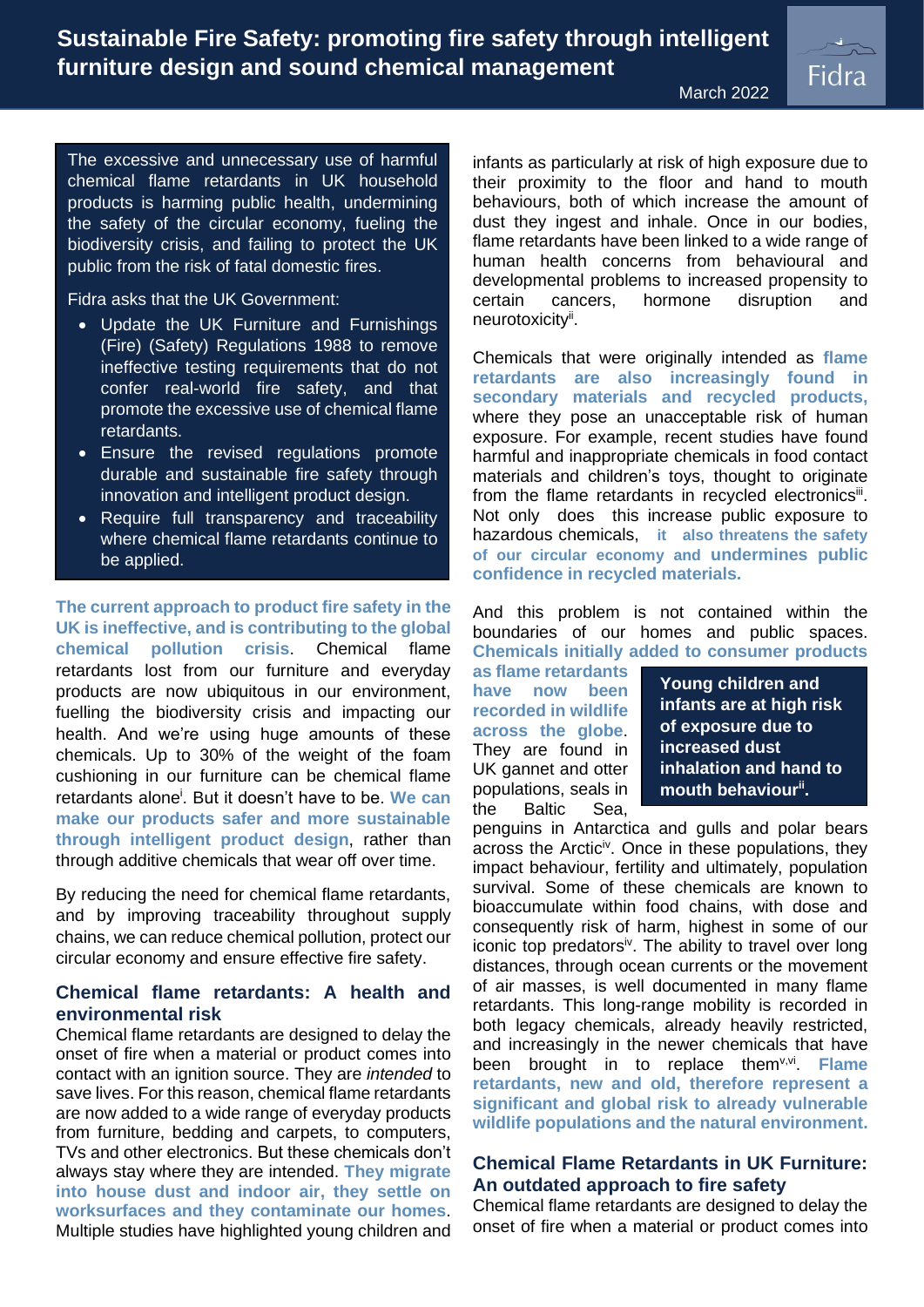# Sustainable Fire Safety: promoting fire safety through intelligent furniture design and sound chemical management

March 2022

The excessive and unnecessary use of harmful chemical flame retardants in UK household products is harming public health, undermining the safety of the circular economy, fueling the biodiversity crisis, and failing to protect the UK public from the risk of fatal domestic fires.

Fidra asks that the UK Government:

- Update the UK Furniture and Furnishings (Fire) (Safety) Regulations 1988 to remove ineffective testing requirements that do not confer real-world fire safety, and that promote the excessive use of chemical flame retardants.
- Ensure the revised regulations promote durable and sustainable fire safety through innovation and intelligent product design.
- Require full transparency and traceability where chemical flame retardants continue to be applied.

**The current approach to product fire safety in the UK is ineffective, and is contributing to the global chemical pollution crisis.** Chemical flame retardants lost from our furniture and everyday products are now ubiquitous in our environment, fuelling the biodiversity crisis and impacting our health. And we're using huge amounts of these chemicals. Up to 30% of the weight of the foam cushioning in our furniture can be chemical flame retardants alone[i]. But it doesn't have to be. **We can make our products safer and more sustainable through intelligent product design**, rather than through additive chemicals that wear off over time.

By reducing the need for chemical flame retardants, and by improving traceability throughout supply chains, we can reduce chemical pollution, protect our circular economy and ensure effective fire safety.

## Chemical flame retardants: A health and environmental risk

Chemical flame retardants are designed to delay the onset of fire when a material or product comes into contact with an ignition source. They are *intended* to save lives. For this reason, chemical flame retardants are now added to a wide range of everyday products from furniture, bedding and carpets, to computers, TVs and other electronics. But these chemicals don't always stay where they are intended. **They migrate into house dust and indoor air, they settle on worksurfaces and they contaminate our homes.** Multiple studies have highlighted young children and infants as particularly at risk of high exposure due to their proximity to the floor and hand to mouth behaviours, both of which increase the amount of dust they ingest and inhale. Once in our bodies, flame retardants have been linked to a wide range of human health concerns from behavioural and developmental problems to increased propensity to certain cancers, hormone disruption and neurotoxicity[ii].

Chemicals that were originally intended as **flame retardants are also increasingly found in secondary materials and recycled products,** where they pose an unacceptable risk of human exposure. For example, recent studies have found harmful and inappropriate chemicals in food contact materials and children's toys, thought to originate from the flame retardants in recycled electronics[iii]. Not only does this increase public exposure to hazardous chemicals, **it also threatens the safety of our circular economy and undermines public confidence in recycled materials.**

> **Young children and infants are at high risk of exposure due to increased dust inhalation and hand to mouth behaviour[ii].**

And this problem is not contained within the boundaries of our homes and public spaces. **Chemicals initially added to consumer products as flame retardants have now been recorded in wildlife across the globe.** They are found in UK gannet and otter populations, seals in the Baltic Sea, penguins in Antarctica and gulls and polar bears across the Arctic[iv]. Once in these populations, they impact behaviour, fertility and ultimately, population survival. Some of these chemicals are known to bioaccumulate within food chains, with dose and consequently risk of harm, highest in some of our iconic top predators[iv]. The ability to travel over long distances, through ocean currents or the movement of air masses, is well documented in many flame retardants. This long-range mobility is recorded in both legacy chemicals, already heavily restricted, and increasingly in the newer chemicals that have been brought in to replace them[v,vi]. **Flame retardants, new and old, therefore represent a significant and global risk to already vulnerable wildlife populations and the natural environment.**

## Chemical Flame Retardants in UK Furniture: An outdated approach to fire safety

Chemical flame retardants are designed to delay the onset of fire when a material or product comes into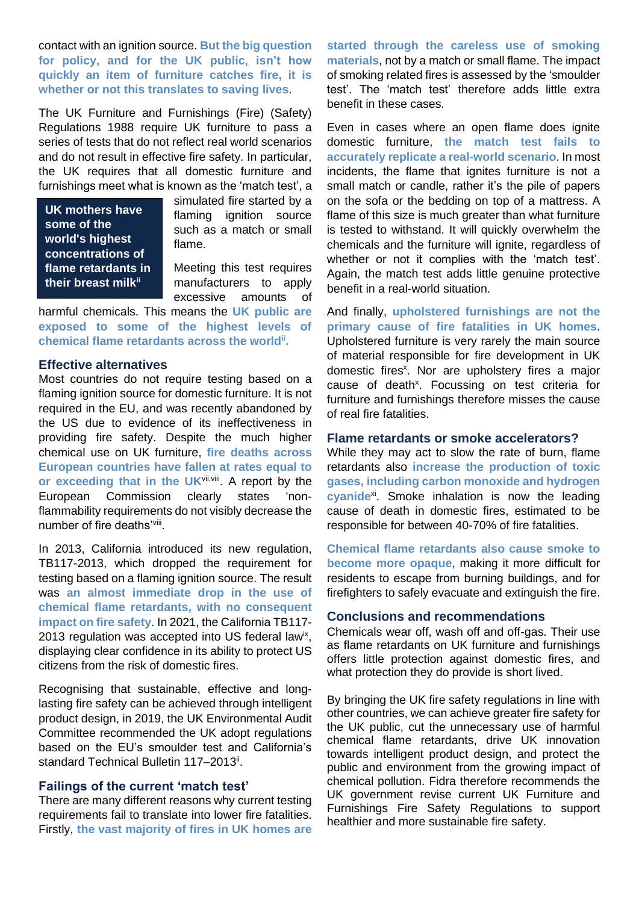contact with an ignition source. **But the big question for policy, and for the UK public, isn't how quickly an item of furniture catches fire, it is whether or not this translates to saving lives**.

The UK Furniture and Furnishings (Fire) (Safety) Regulations 1988 require UK furniture to pass a series of tests that do not reflect real world scenarios and do not result in effective fire safety. In particular, the UK requires that all domestic furniture and furnishings meet what is known as the 'match test', a simulated fire started by a flaming ignition source such as a match or small flame.

> **UK mothers have some of the world's highest concentrations of flame retardants in their breast milk**[ii]

Meeting this test requires manufacturers to apply excessive amounts of harmful chemicals. This means the **UK public are exposed to some of the highest levels of chemical flame retardants across the world**[ii]**.**

### Effective alternatives

Most countries do not require testing based on a flaming ignition source for domestic furniture. It is not required in the EU, and was recently abandoned by the US due to evidence of its ineffectiveness in providing fire safety. Despite the much higher chemical use on UK furniture, **fire deaths across European countries have fallen at rates equal to or exceeding that in the UK**[vii,viii]. A report by the European Commission clearly states 'non-flammability requirements do not visibly decrease the number of fire deaths'[viii].

In 2013, California introduced its new regulation, TB117-2013, which dropped the requirement for testing based on a flaming ignition source. The result was **an almost immediate drop in the use of chemical flame retardants, with no consequent impact on fire safety**. In 2021, the California TB117-2013 regulation was accepted into US federal law[ix], displaying clear confidence in its ability to protect US citizens from the risk of domestic fires.

Recognising that sustainable, effective and long-lasting fire safety can be achieved through intelligent product design, in 2019, the UK Environmental Audit Committee recommended the UK adopt regulations based on the EU's smoulder test and California's standard Technical Bulletin 117–2013[ii].

### Failings of the current 'match test'

There are many different reasons why current testing requirements fail to translate into lower fire fatalities. Firstly, **the vast majority of fires in UK homes are started through the careless use of smoking materials**, not by a match or small flame. The impact of smoking related fires is assessed by the 'smoulder test'. The 'match test' therefore adds little extra benefit in these cases.

Even in cases where an open flame does ignite domestic furniture, **the match test fails to accurately replicate a real-world scenario**. In most incidents, the flame that ignites furniture is not a small match or candle, rather it's the pile of papers on the sofa or the bedding on top of a mattress. A flame of this size is much greater than what furniture is tested to withstand. It will quickly overwhelm the chemicals and the furniture will ignite, regardless of whether or not it complies with the 'match test'. Again, the match test adds little genuine protective benefit in a real-world situation.

And finally, **upholstered furnishings are not the primary cause of fire fatalities in UK homes**. Upholstered furniture is very rarely the main source of material responsible for fire development in UK domestic fires[x]. Nor are upholstery fires a major cause of death[x]. Focussing on test criteria for furniture and furnishings therefore misses the cause of real fire fatalities.

### Flame retardants or smoke accelerators?

While they may act to slow the rate of burn, flame retardants also **increase the production of toxic gases, including carbon monoxide and hydrogen cyanide**[xi]. Smoke inhalation is now the leading cause of death in domestic fires, estimated to be responsible for between 40-70% of fire fatalities.

**Chemical flame retardants also cause smoke to become more opaque**, making it more difficult for residents to escape from burning buildings, and for firefighters to safely evacuate and extinguish the fire.

### Conclusions and recommendations

Chemicals wear off, wash off and off-gas. Their use as flame retardants on UK furniture and furnishings offers little protection against domestic fires, and what protection they do provide is short lived.

By bringing the UK fire safety regulations in line with other countries, we can achieve greater fire safety for the UK public, cut the unnecessary use of harmful chemical flame retardants, drive UK innovation towards intelligent product design, and protect the public and environment from the growing impact of chemical pollution. Fidra therefore recommends the UK government revise current UK Furniture and Furnishings Fire Safety Regulations to support healthier and more sustainable fire safety.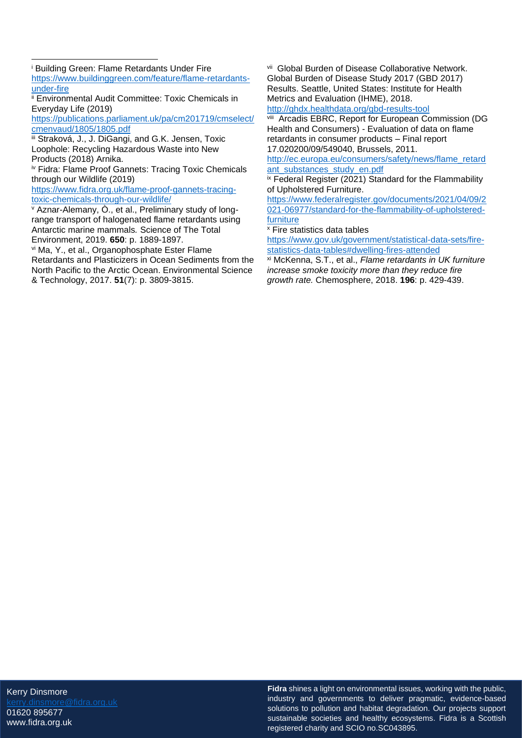[i] Building Green: Flame Retardants Under Fire https://www.buildinggreen.com/feature/flame-retardants-under-fire

[ii] Environmental Audit Committee: Toxic Chemicals in Everyday Life (2019) https://publications.parliament.uk/pa/cm201719/cmselect/cmenvaud/1805/1805.pdf

[iii] Straková, J., J. DiGangi, and G.K. Jensen, Toxic Loophole: Recycling Hazardous Waste into New Products (2018) Arnika.

[iv] Fidra: Flame Proof Gannets: Tracing Toxic Chemicals through our Wildlife (2019) https://www.fidra.org.uk/flame-proof-gannets-tracing-toxic-chemicals-through-our-wildlife/

[v] Aznar-Alemany, Ò., et al., Preliminary study of long-range transport of halogenated flame retardants using Antarctic marine mammals. Science of The Total Environment, 2019. **650**: p. 1889-1897.

[vi] Ma, Y., et al., Organophosphate Ester Flame Retardants and Plasticizers in Ocean Sediments from the North Pacific to the Arctic Ocean. Environmental Science & Technology, 2017. **51**(7): p. 3809-3815.

[vii] Global Burden of Disease Collaborative Network. Global Burden of Disease Study 2017 (GBD 2017) Results. Seattle, United States: Institute for Health Metrics and Evaluation (IHME), 2018. http://ghdx.healthdata.org/gbd-results-tool

[viii] Arcadis EBRC, Report for European Commission (DG Health and Consumers) - Evaluation of data on flame retardants in consumer products – Final report 17.020200/09/549040, Brussels, 2011. http://ec.europa.eu/consumers/safety/news/flame_retardant_substances_study_en.pdf

[ix] Federal Register (2021) Standard for the Flammability of Upholstered Furniture. https://www.federalregister.gov/documents/2021/04/09/2021-06977/standard-for-the-flammability-of-upholstered-furniture

[x] Fire statistics data tables https://www.gov.uk/government/statistical-data-sets/fire-statistics-data-tables#dwelling-fires-attended

[xi] McKenna, S.T., et al., *Flame retardants in UK furniture increase smoke toxicity more than they reduce fire growth rate.* Chemosphere, 2018. **196**: p. 429-439.

Kerry Dinsmore
kerry.dinsmore@fidra.org.uk
01620 895677
www.fidra.org.uk

**Fidra** shines a light on environmental issues, working with the public, industry and governments to deliver pragmatic, evidence-based solutions to pollution and habitat degradation. Our projects support sustainable societies and healthy ecosystems. Fidra is a Scottish registered charity and SCIO no.SC043895.